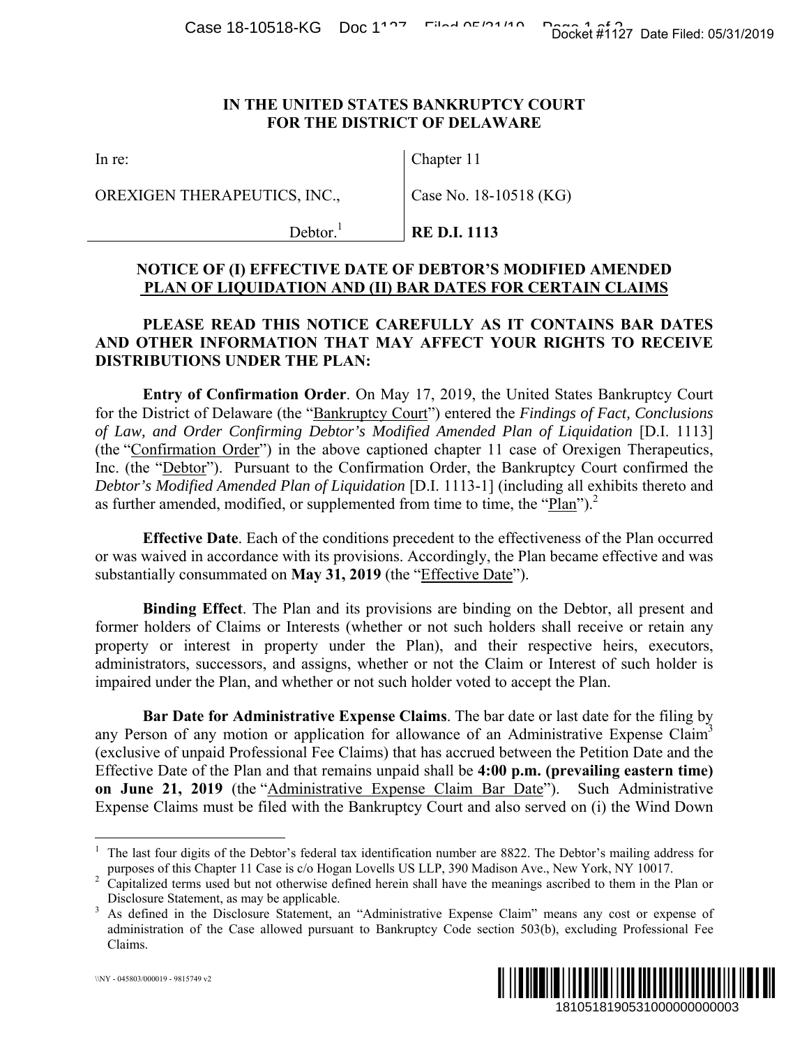**IN THE UNITED STATES BANKRUPTCY COURT**
**FOR THE DISTRICT OF DELAWARE**

| In re: | Chapter 11 |
|---|---|
| OREXIGEN THERAPEUTICS, INC., | Case No. 18-10518 (KG) |
| Debtor.[1] | **RE D.I. 1113** |

**NOTICE OF (I) EFFECTIVE DATE OF DEBTOR'S MODIFIED AMENDED PLAN OF LIQUIDATION AND (II) BAR DATES FOR CERTAIN CLAIMS**

**PLEASE READ THIS NOTICE CAREFULLY AS IT CONTAINS BAR DATES AND OTHER INFORMATION THAT MAY AFFECT YOUR RIGHTS TO RECEIVE DISTRIBUTIONS UNDER THE PLAN:**

**Entry of Confirmation Order**. On May 17, 2019, the United States Bankruptcy Court for the District of Delaware (the "Bankruptcy Court") entered the *Findings of Fact, Conclusions of Law, and Order Confirming Debtor's Modified Amended Plan of Liquidation* [D.I. 1113] (the "Confirmation Order") in the above captioned chapter 11 case of Orexigen Therapeutics, Inc. (the "Debtor"). Pursuant to the Confirmation Order, the Bankruptcy Court confirmed the *Debtor's Modified Amended Plan of Liquidation* [D.I. 1113-1] (including all exhibits thereto and as further amended, modified, or supplemented from time to time, the "Plan").[2]

**Effective Date**. Each of the conditions precedent to the effectiveness of the Plan occurred or was waived in accordance with its provisions. Accordingly, the Plan became effective and was substantially consummated on **May 31, 2019** (the "Effective Date").

**Binding Effect**. The Plan and its provisions are binding on the Debtor, all present and former holders of Claims or Interests (whether or not such holders shall receive or retain any property or interest in property under the Plan), and their respective heirs, executors, administrators, successors, and assigns, whether or not the Claim or Interest of such holder is impaired under the Plan, and whether or not such holder voted to accept the Plan.

**Bar Date for Administrative Expense Claims**. The bar date or last date for the filing by any Person of any motion or application for allowance of an Administrative Expense Claim[3] (exclusive of unpaid Professional Fee Claims) that has accrued between the Petition Date and the Effective Date of the Plan and that remains unpaid shall be **4:00 p.m. (prevailing eastern time) on June 21, 2019** (the "Administrative Expense Claim Bar Date"). Such Administrative Expense Claims must be filed with the Bankruptcy Court and also served on (i) the Wind Down

---

[1] The last four digits of the Debtor's federal tax identification number are 8822. The Debtor's mailing address for purposes of this Chapter 11 Case is c/o Hogan Lovells US LLP, 390 Madison Ave., New York, NY 10017.

[2] Capitalized terms used but not otherwise defined herein shall have the meanings ascribed to them in the Plan or Disclosure Statement, as may be applicable.

[3] As defined in the Disclosure Statement, an "Administrative Expense Claim" means any cost or expense of administration of the Case allowed pursuant to Bankruptcy Code section 503(b), excluding Professional Fee Claims.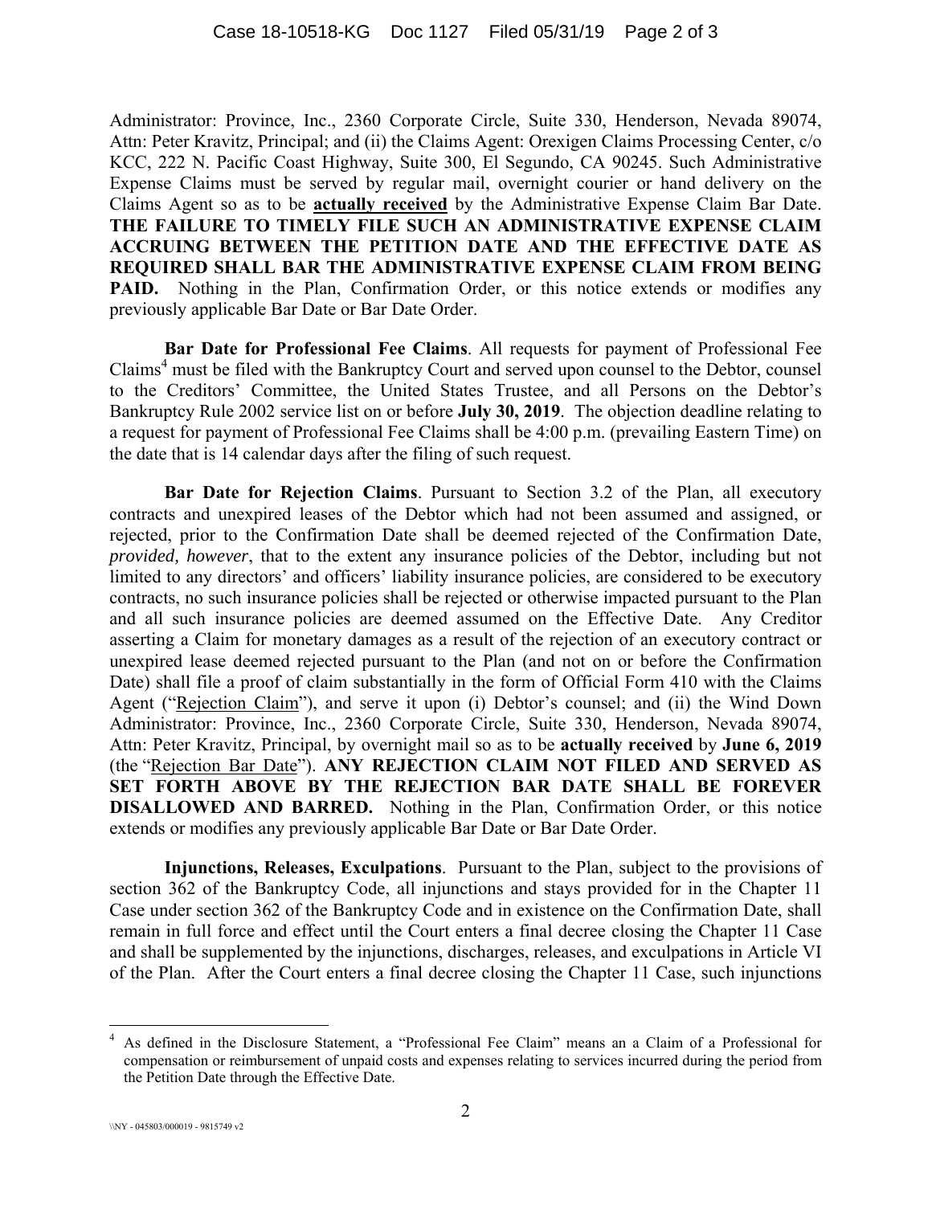Administrator: Province, Inc., 2360 Corporate Circle, Suite 330, Henderson, Nevada 89074, Attn: Peter Kravitz, Principal; and (ii) the Claims Agent: Orexigen Claims Processing Center, c/o KCC, 222 N. Pacific Coast Highway, Suite 300, El Segundo, CA 90245. Such Administrative Expense Claims must be served by regular mail, overnight courier or hand delivery on the Claims Agent so as to be **actually received** by the Administrative Expense Claim Bar Date. **THE FAILURE TO TIMELY FILE SUCH AN ADMINISTRATIVE EXPENSE CLAIM ACCRUING BETWEEN THE PETITION DATE AND THE EFFECTIVE DATE AS REQUIRED SHALL BAR THE ADMINISTRATIVE EXPENSE CLAIM FROM BEING PAID.** Nothing in the Plan, Confirmation Order, or this notice extends or modifies any previously applicable Bar Date or Bar Date Order.

**Bar Date for Professional Fee Claims**. All requests for payment of Professional Fee Claims[4] must be filed with the Bankruptcy Court and served upon counsel to the Debtor, counsel to the Creditors' Committee, the United States Trustee, and all Persons on the Debtor's Bankruptcy Rule 2002 service list on or before **July 30, 2019**. The objection deadline relating to a request for payment of Professional Fee Claims shall be 4:00 p.m. (prevailing Eastern Time) on the date that is 14 calendar days after the filing of such request.

**Bar Date for Rejection Claims**. Pursuant to Section 3.2 of the Plan, all executory contracts and unexpired leases of the Debtor which had not been assumed and assigned, or rejected, prior to the Confirmation Date shall be deemed rejected of the Confirmation Date, *provided, however*, that to the extent any insurance policies of the Debtor, including but not limited to any directors' and officers' liability insurance policies, are considered to be executory contracts, no such insurance policies shall be rejected or otherwise impacted pursuant to the Plan and all such insurance policies are deemed assumed on the Effective Date. Any Creditor asserting a Claim for monetary damages as a result of the rejection of an executory contract or unexpired lease deemed rejected pursuant to the Plan (and not on or before the Confirmation Date) shall file a proof of claim substantially in the form of Official Form 410 with the Claims Agent ("Rejection Claim"), and serve it upon (i) Debtor's counsel; and (ii) the Wind Down Administrator: Province, Inc., 2360 Corporate Circle, Suite 330, Henderson, Nevada 89074, Attn: Peter Kravitz, Principal, by overnight mail so as to be **actually received** by **June 6, 2019** (the "Rejection Bar Date"). **ANY REJECTION CLAIM NOT FILED AND SERVED AS SET FORTH ABOVE BY THE REJECTION BAR DATE SHALL BE FOREVER DISALLOWED AND BARRED.** Nothing in the Plan, Confirmation Order, or this notice extends or modifies any previously applicable Bar Date or Bar Date Order.

**Injunctions, Releases, Exculpations**. Pursuant to the Plan, subject to the provisions of section 362 of the Bankruptcy Code, all injunctions and stays provided for in the Chapter 11 Case under section 362 of the Bankruptcy Code and in existence on the Confirmation Date, shall remain in full force and effect until the Court enters a final decree closing the Chapter 11 Case and shall be supplemented by the injunctions, discharges, releases, and exculpations in Article VI of the Plan. After the Court enters a final decree closing the Chapter 11 Case, such injunctions

[4] As defined in the Disclosure Statement, a "Professional Fee Claim" means an a Claim of a Professional for compensation or reimbursement of unpaid costs and expenses relating to services incurred during the period from the Petition Date through the Effective Date.

\\NY - 045803/000019 - 9815749 v2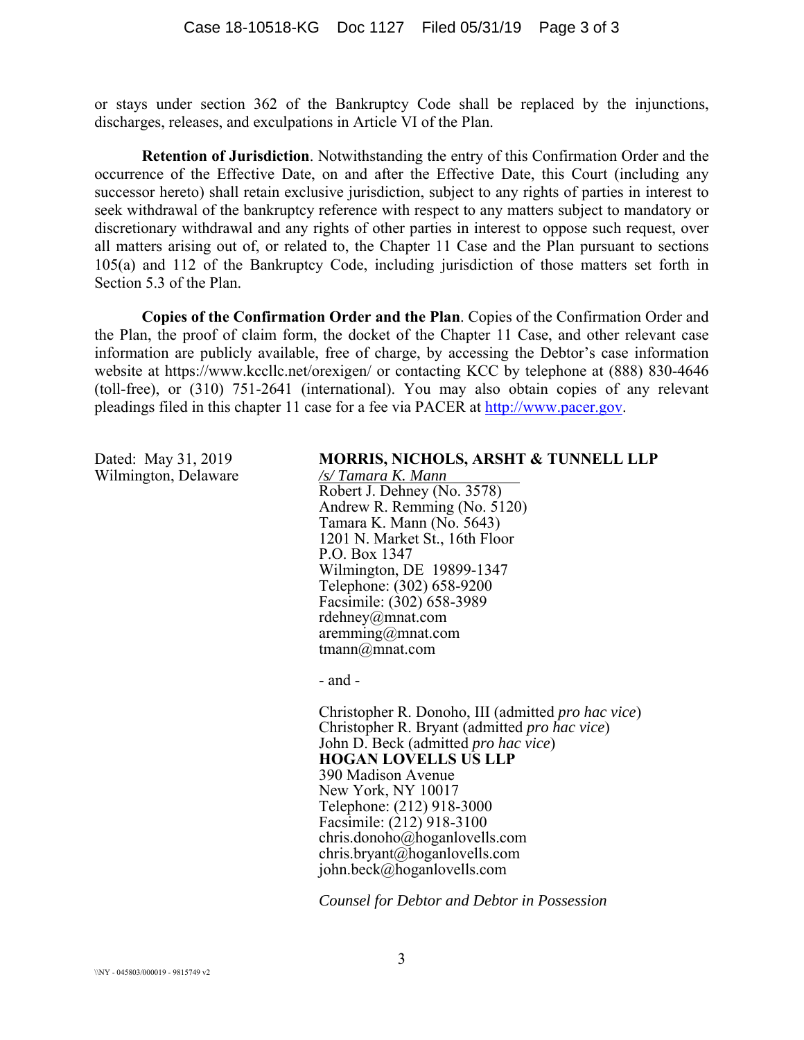or stays under section 362 of the Bankruptcy Code shall be replaced by the injunctions, discharges, releases, and exculpations in Article VI of the Plan.

**Retention of Jurisdiction**. Notwithstanding the entry of this Confirmation Order and the occurrence of the Effective Date, on and after the Effective Date, this Court (including any successor hereto) shall retain exclusive jurisdiction, subject to any rights of parties in interest to seek withdrawal of the bankruptcy reference with respect to any matters subject to mandatory or discretionary withdrawal and any rights of other parties in interest to oppose such request, over all matters arising out of, or related to, the Chapter 11 Case and the Plan pursuant to sections 105(a) and 112 of the Bankruptcy Code, including jurisdiction of those matters set forth in Section 5.3 of the Plan.

**Copies of the Confirmation Order and the Plan**. Copies of the Confirmation Order and the Plan, the proof of claim form, the docket of the Chapter 11 Case, and other relevant case information are publicly available, free of charge, by accessing the Debtor's case information website at https://www.kccllc.net/orexigen/ or contacting KCC by telephone at (888) 830-4646 (toll-free), or (310) 751-2641 (international). You may also obtain copies of any relevant pleadings filed in this chapter 11 case for a fee via PACER at http://www.pacer.gov.

Dated: May 31, 2019
Wilmington, Delaware

**MORRIS, NICHOLS, ARSHT & TUNNELL LLP**
*/s/ Tamara K. Mann*
Robert J. Dehney (No. 3578)
Andrew R. Remming (No. 5120)
Tamara K. Mann (No. 5643)
1201 N. Market St., 16th Floor
P.O. Box 1347
Wilmington, DE 19899-1347
Telephone: (302) 658-9200
Facsimile: (302) 658-3989
rdehney@mnat.com
aremming@mnat.com
tmann@mnat.com

- and -

Christopher R. Donoho, III (admitted *pro hac vice*)
Christopher R. Bryant (admitted *pro hac vice*)
John D. Beck (admitted *pro hac vice*)
**HOGAN LOVELLS US LLP**
390 Madison Avenue
New York, NY 10017
Telephone: (212) 918-3000
Facsimile: (212) 918-3100
chris.donoho@hoganlovells.com
chris.bryant@hoganlovells.com
john.beck@hoganlovells.com

*Counsel for Debtor and Debtor in Possession*

\\NY - 045803/000019 - 9815749 v2